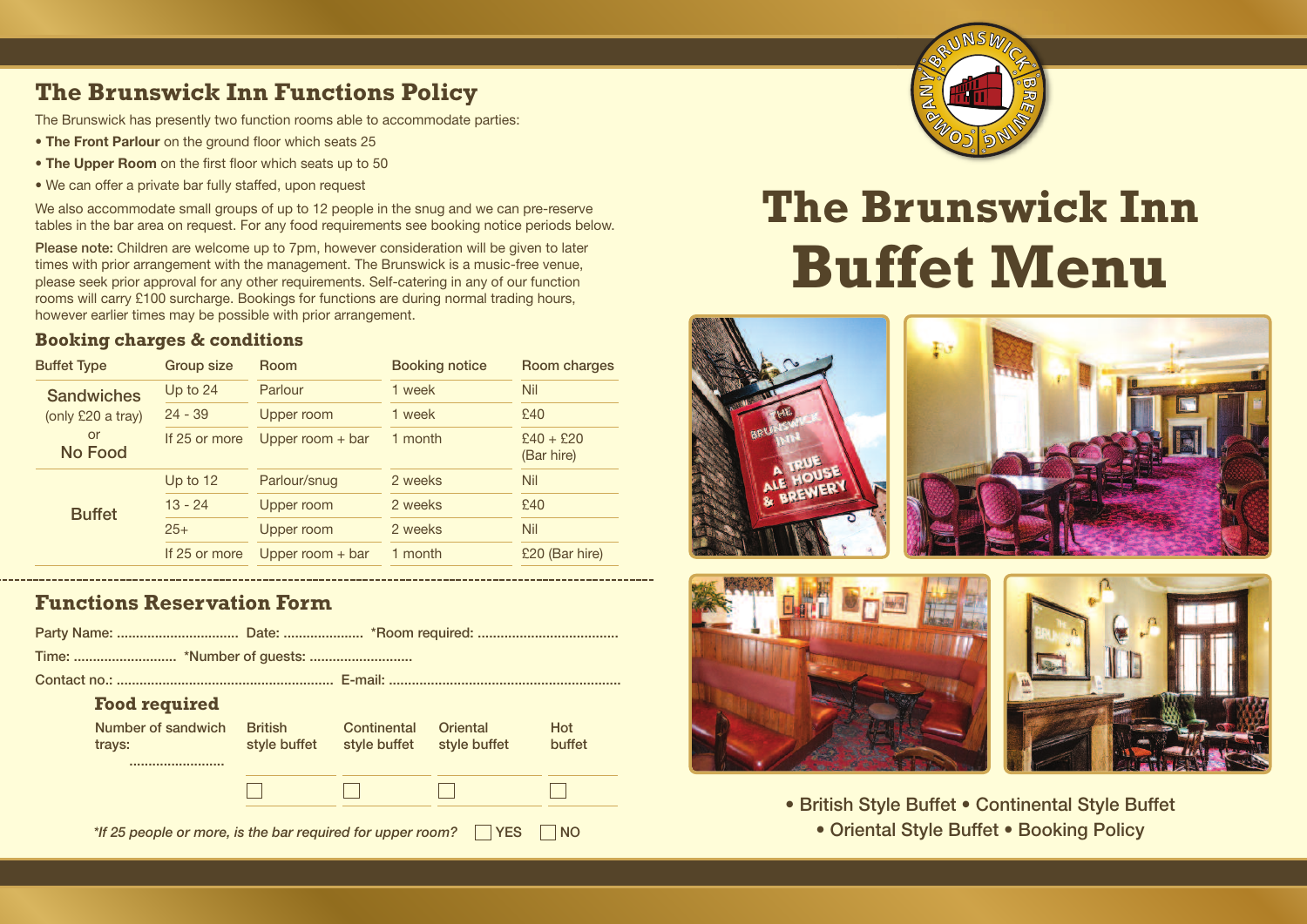## The Brunswick Inn Functions Policy

The Brunswick has presently two function rooms able to accommodate parties:

- **The Front Parlour** on the ground floor which seats 25
- **The Upper Room** on the first floor which seats up to 50
- We can offer a private bar fully staffed, upon request

We also accommodate small groups of up to 12 people in the snug and we can pre-reserve tables in the bar area on request. For any food requirements see booking notice periods below.

Please note: Children are welcome up to 7pm, however consideration will be given to later times with prior arrangement with the management. The Brunswick is a music-free venue, please seek prior approval for any other requirements. Self-catering in any of our function rooms will carry £100 surcharge. Bookings for functions are during normal trading hours, however earlier times may be possible with prior arrangement.

### Booking charges & conditions

| Buffet Type | Group size | Room | Booking notice | Room charges |
|---|---|---|---|---|
| Sandwiches (only £20 a tray) or No Food | Up to 24 | Parlour | 1 week | Nil |
| | 24 - 39 | Upper room | 1 week | £40 |
| | If 25 or more | Upper room + bar | 1 month | £40 + £20 (Bar hire) |
| Buffet | Up to 12 | Parlour/snug | 2 weeks | Nil |
| | 13 - 24 | Upper room | 2 weeks | £40 |
| | 25+ | Upper room | 2 weeks | Nil |
| | If 25 or more | Upper room + bar | 1 month | £20 (Bar hire) |

## Functions Reservation Form

Party Name: ................................ Date: ..................... *Room required: ....................................

Time: .......................... *Number of guests: ..........................

Contact no.: ........................................................ E-mail: ............................................................

### Food required

| Number of sandwich trays: ........................ | British style buffet | Continental style buffet | Oriental style buffet | Hot buffet |
|---|---|---|---|---|
| | ☐ | ☐ | ☐ | ☐ |

*\*If 25 people or more, is the bar required for upper room?* ☐ YES ☐ NO

# The Brunswick Inn Buffet Menu

- British Style Buffet
- Continental Style Buffet
- Oriental Style Buffet
- Booking Policy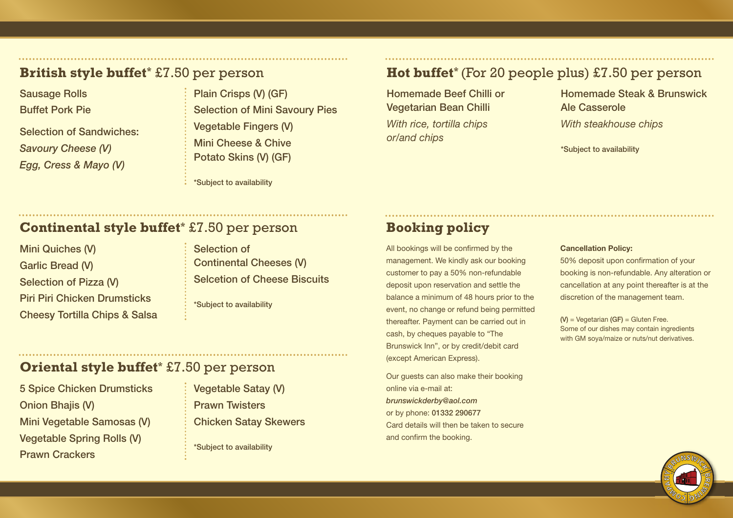## **British style buffet*** £7.50 per person

Sausage Rolls
Buffet Pork Pie

Selection of Sandwiches:
*Savoury Cheese (V)*
*Egg, Cress & Mayo (V)*

Plain Crisps (V) (GF)
Selection of Mini Savoury Pies
Vegetable Fingers (V)
Mini Cheese & Chive Potato Skins (V) (GF)

*Subject to availability

## **Hot buffet*** (For 20 people plus) £7.50 per person

Homemade Beef Chilli or Vegetarian Bean Chilli
*With rice, tortilla chips or/and chips*

Homemade Steak & Brunswick Ale Casserole
*With steakhouse chips*

*Subject to availability

## **Continental style buffet*** £7.50 per person

Mini Quiches (V)
Garlic Bread (V)
Selection of Pizza (V)
Piri Piri Chicken Drumsticks
Cheesy Tortilla Chips & Salsa

Selection of Continental Cheeses (V)
Selcetion of Cheese Biscuits

*Subject to availability

## **Booking policy**

All bookings will be confirmed by the management. We kindly ask our booking customer to pay a 50% non-refundable deposit upon reservation and settle the balance a minimum of 48 hours prior to the event, no change or refund being permitted thereafter. Payment can be carried out in cash, by cheques payable to "The Brunswick Inn", or by credit/debit card (except American Express).

Our guests can also make their booking online via e-mail at:
*brunswickderby@aol.com*
or by phone: 01332 290677
Card details will then be taken to secure and confirm the booking.

**Cancellation Policy:**
50% deposit upon confirmation of your booking is non-refundable. Any alteration or cancellation at any point thereafter is at the discretion of the management team.

**(V)** = Vegetarian **(GF)** = Gluten Free.
Some of our dishes may contain ingredients with GM soya/maize or nuts/nut derivatives.

## **Oriental style buffet*** £7.50 per person

5 Spice Chicken Drumsticks
Onion Bhajis (V)
Mini Vegetable Samosas (V)
Vegetable Spring Rolls (V)
Prawn Crackers

Vegetable Satay (V)
Prawn Twisters
Chicken Satay Skewers

*Subject to availability